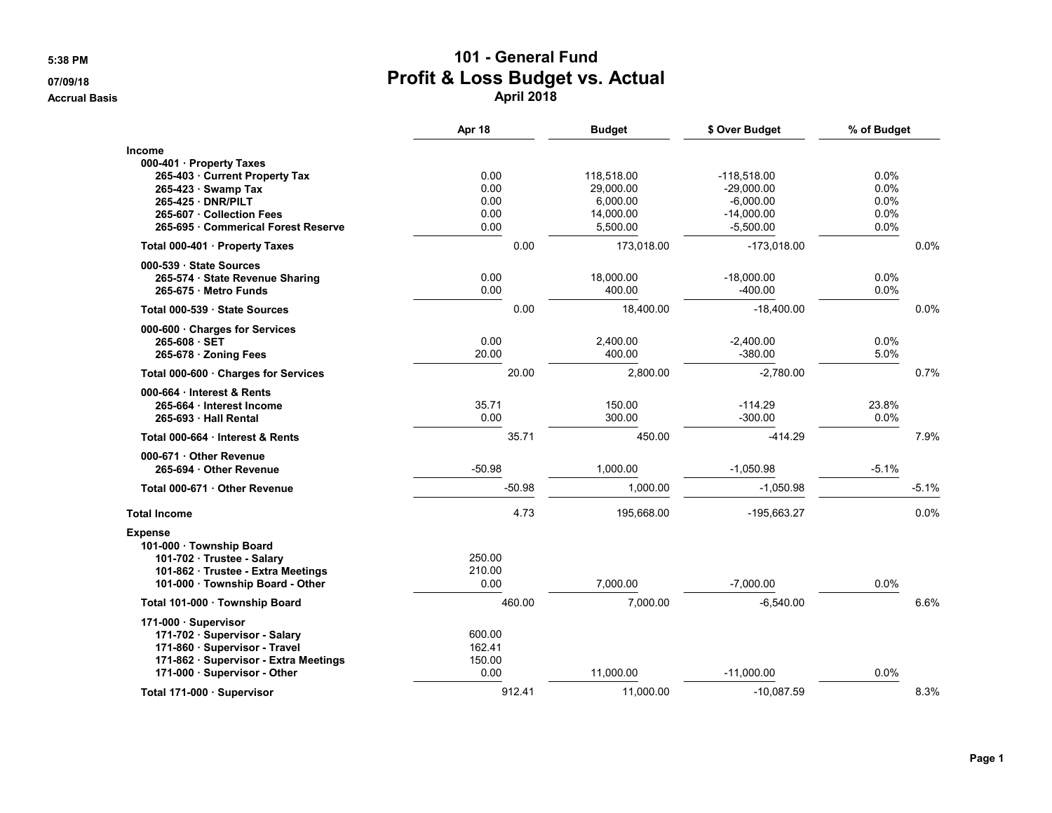5:38 PM
07/09/18
Accrual Basis

# 101 - General Fund
## Profit & Loss Budget vs. Actual
### April 2018

| | Apr 18 | Budget | $ Over Budget | % of Budget |
|---|---|---|---|---|
| **Income** | | | | |
| **000-401 · Property Taxes** | | | | |
| **265-403 · Current Property Tax** | 0.00 | 118,518.00 | -118,518.00 | 0.0% |
| **265-423 · Swamp Tax** | 0.00 | 29,000.00 | -29,000.00 | 0.0% |
| **265-425 · DNR/PILT** | 0.00 | 6,000.00 | -6,000.00 | 0.0% |
| **265-607 · Collection Fees** | 0.00 | 14,000.00 | -14,000.00 | 0.0% |
| **265-695 · Commerical Forest Reserve** | 0.00 | 5,500.00 | -5,500.00 | 0.0% |
| **Total 000-401 · Property Taxes** | 0.00 | 173,018.00 | -173,018.00 | 0.0% |
| **000-539 · State Sources** | | | | |
| **265-574 · State Revenue Sharing** | 0.00 | 18,000.00 | -18,000.00 | 0.0% |
| **265-675 · Metro Funds** | 0.00 | 400.00 | -400.00 | 0.0% |
| **Total 000-539 · State Sources** | 0.00 | 18,400.00 | -18,400.00 | 0.0% |
| **000-600 · Charges for Services** | | | | |
| **265-608 · SET** | 0.00 | 2,400.00 | -2,400.00 | 0.0% |
| **265-678 · Zoning Fees** | 20.00 | 400.00 | -380.00 | 5.0% |
| **Total 000-600 · Charges for Services** | 20.00 | 2,800.00 | -2,780.00 | 0.7% |
| **000-664 · Interest & Rents** | | | | |
| **265-664 · Interest Income** | 35.71 | 150.00 | -114.29 | 23.8% |
| **265-693 · Hall Rental** | 0.00 | 300.00 | -300.00 | 0.0% |
| **Total 000-664 · Interest & Rents** | 35.71 | 450.00 | -414.29 | 7.9% |
| **000-671 · Other Revenue** | | | | |
| **265-694 · Other Revenue** | -50.98 | 1,000.00 | -1,050.98 | -5.1% |
| **Total 000-671 · Other Revenue** | -50.98 | 1,000.00 | -1,050.98 | -5.1% |
| **Total Income** | 4.73 | 195,668.00 | -195,663.27 | 0.0% |
| **Expense** | | | | |
| **101-000 · Township Board** | | | | |
| **101-702 · Trustee - Salary** | 250.00 | | | |
| **101-862 · Trustee - Extra Meetings** | 210.00 | | | |
| **101-000 · Township Board - Other** | 0.00 | 7,000.00 | -7,000.00 | 0.0% |
| **Total 101-000 · Township Board** | 460.00 | 7,000.00 | -6,540.00 | 6.6% |
| **171-000 · Supervisor** | | | | |
| **171-702 · Supervisor - Salary** | 600.00 | | | |
| **171-860 · Supervisor - Travel** | 162.41 | | | |
| **171-862 · Supervisor - Extra Meetings** | 150.00 | | | |
| **171-000 · Supervisor - Other** | 0.00 | 11,000.00 | -11,000.00 | 0.0% |
| **Total 171-000 · Supervisor** | 912.41 | 11,000.00 | -10,087.59 | 8.3% |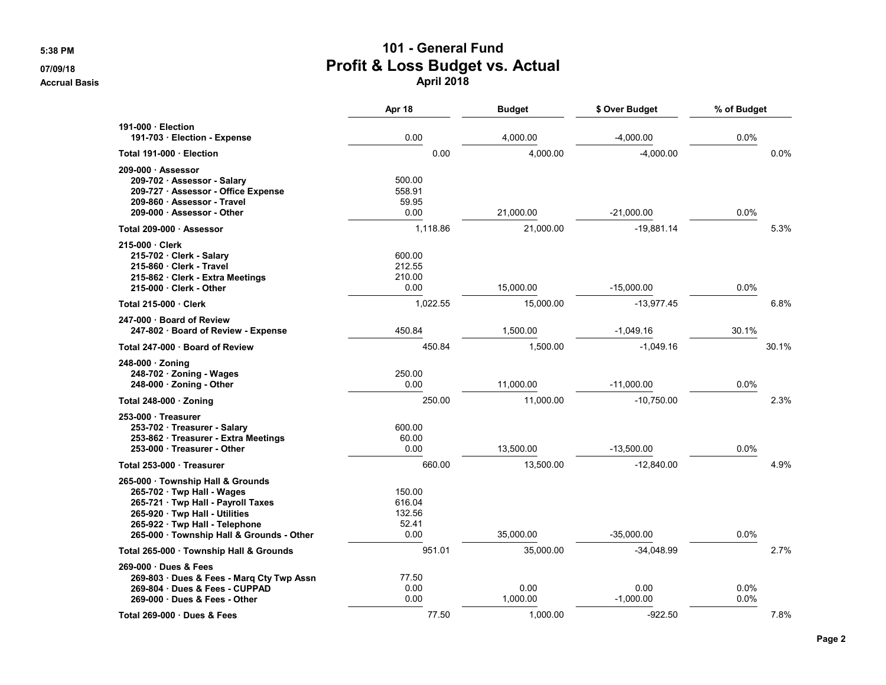# 101 - General Fund
## Profit & Loss Budget vs. Actual
### April 2018

5:38 PM
07/09/18
Accrual Basis

| | Apr 18 | Budget | $ Over Budget | % of Budget |
|---|---|---|---|---|
| **191-000 · Election** | | | | |
| **191-703 · Election - Expense** | 0.00 | 4,000.00 | -4,000.00 | 0.0% |
| **Total 191-000 · Election** | 0.00 | 4,000.00 | -4,000.00 | 0.0% |
| **209-000 · Assessor** | | | | |
| **209-702 · Assessor - Salary** | 500.00 | | | |
| **209-727 · Assessor - Office Expense** | 558.91 | | | |
| **209-860 · Assessor - Travel** | 59.95 | | | |
| **209-000 · Assessor - Other** | 0.00 | 21,000.00 | -21,000.00 | 0.0% |
| **Total 209-000 · Assessor** | 1,118.86 | 21,000.00 | -19,881.14 | 5.3% |
| **215-000 · Clerk** | | | | |
| **215-702 · Clerk - Salary** | 600.00 | | | |
| **215-860 · Clerk - Travel** | 212.55 | | | |
| **215-862 · Clerk - Extra Meetings** | 210.00 | | | |
| **215-000 · Clerk - Other** | 0.00 | 15,000.00 | -15,000.00 | 0.0% |
| **Total 215-000 · Clerk** | 1,022.55 | 15,000.00 | -13,977.45 | 6.8% |
| **247-000 · Board of Review** | | | | |
| **247-802 · Board of Review - Expense** | 450.84 | 1,500.00 | -1,049.16 | 30.1% |
| **Total 247-000 · Board of Review** | 450.84 | 1,500.00 | -1,049.16 | 30.1% |
| **248-000 · Zoning** | | | | |
| **248-702 · Zoning - Wages** | 250.00 | | | |
| **248-000 · Zoning - Other** | 0.00 | 11,000.00 | -11,000.00 | 0.0% |
| **Total 248-000 · Zoning** | 250.00 | 11,000.00 | -10,750.00 | 2.3% |
| **253-000 · Treasurer** | | | | |
| **253-702 · Treasurer - Salary** | 600.00 | | | |
| **253-862 · Treasurer - Extra Meetings** | 60.00 | | | |
| **253-000 · Treasurer - Other** | 0.00 | 13,500.00 | -13,500.00 | 0.0% |
| **Total 253-000 · Treasurer** | 660.00 | 13,500.00 | -12,840.00 | 4.9% |
| **265-000 · Township Hall & Grounds** | | | | |
| **265-702 · Twp Hall - Wages** | 150.00 | | | |
| **265-721 · Twp Hall - Payroll Taxes** | 616.04 | | | |
| **265-920 · Twp Hall - Utilities** | 132.56 | | | |
| **265-922 · Twp Hall - Telephone** | 52.41 | | | |
| **265-000 · Township Hall & Grounds - Other** | 0.00 | 35,000.00 | -35,000.00 | 0.0% |
| **Total 265-000 · Township Hall & Grounds** | 951.01 | 35,000.00 | -34,048.99 | 2.7% |
| **269-000 · Dues & Fees** | | | | |
| **269-803 · Dues & Fees - Marq Cty Twp Assn** | 77.50 | | | |
| **269-804 · Dues & Fees - CUPPAD** | 0.00 | 0.00 | 0.00 | 0.0% |
| **269-000 · Dues & Fees - Other** | 0.00 | 1,000.00 | -1,000.00 | 0.0% |
| **Total 269-000 · Dues & Fees** | 77.50 | 1,000.00 | -922.50 | 7.8% |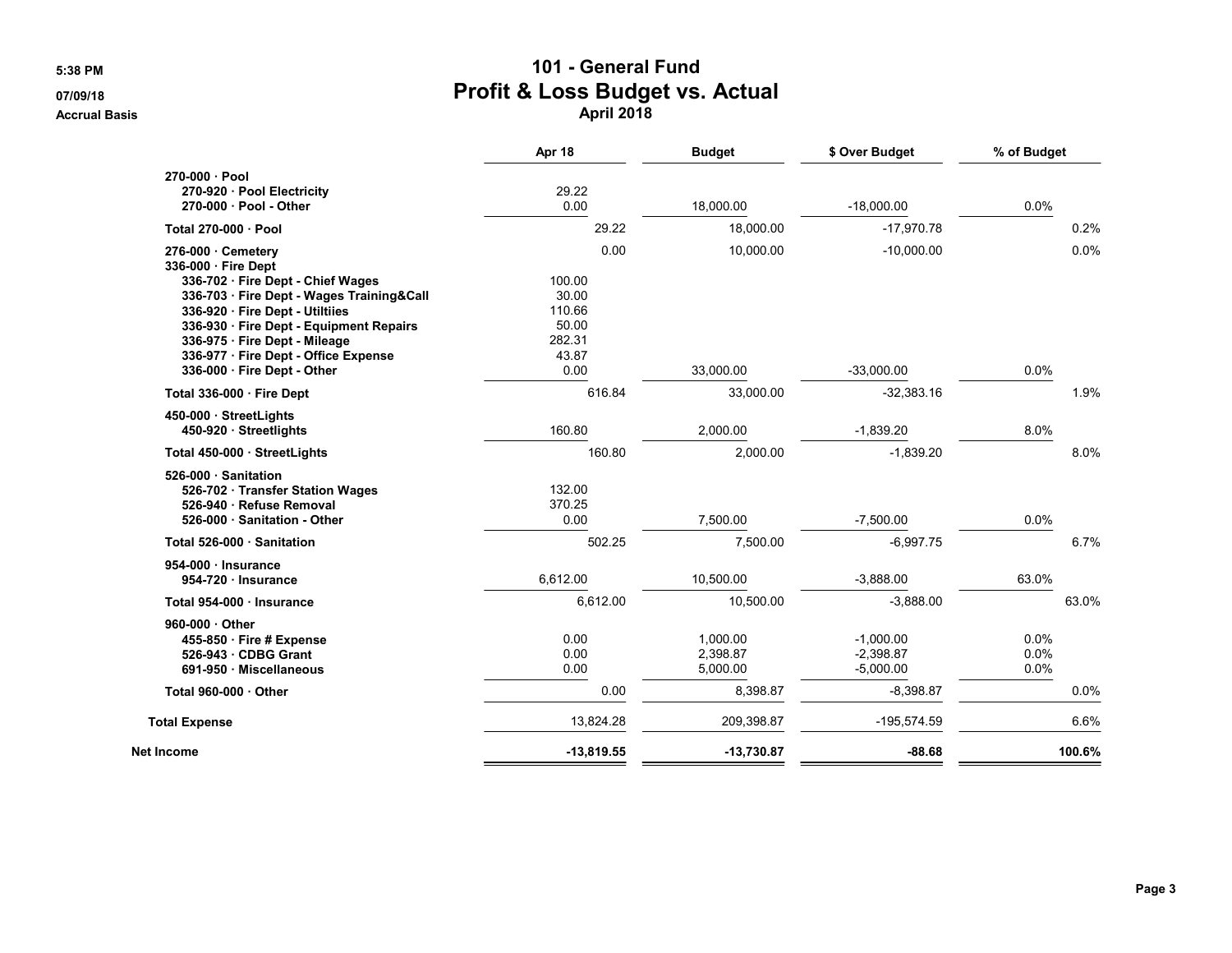# 101 - General Fund

## Profit & Loss Budget vs. Actual

### April 2018

5:38 PM
07/09/18
Accrual Basis

| | Apr 18 | Budget | $ Over Budget | % of Budget |
|---|---|---|---|---|
| 270-000 · Pool | | | | |
| 270-920 · Pool Electricity | 29.22 | | | |
| 270-000 · Pool - Other | 0.00 | 18,000.00 | -18,000.00 | 0.0% |
| **Total 270-000 · Pool** | 29.22 | 18,000.00 | -17,970.78 | 0.2% |
| 276-000 · Cemetery | 0.00 | 10,000.00 | -10,000.00 | 0.0% |
| 336-000 · Fire Dept | | | | |
| 336-702 · Fire Dept - Chief Wages | 100.00 | | | |
| 336-703 · Fire Dept - Wages Training&Call | 30.00 | | | |
| 336-920 · Fire Dept - Utiltiies | 110.66 | | | |
| 336-930 · Fire Dept - Equipment Repairs | 50.00 | | | |
| 336-975 · Fire Dept - Mileage | 282.31 | | | |
| 336-977 · Fire Dept - Office Expense | 43.87 | | | |
| 336-000 · Fire Dept - Other | 0.00 | 33,000.00 | -33,000.00 | 0.0% |
| **Total 336-000 · Fire Dept** | 616.84 | 33,000.00 | -32,383.16 | 1.9% |
| 450-000 · StreetLights | | | | |
| 450-920 · Streetlights | 160.80 | 2,000.00 | -1,839.20 | 8.0% |
| **Total 450-000 · StreetLights** | 160.80 | 2,000.00 | -1,839.20 | 8.0% |
| 526-000 · Sanitation | | | | |
| 526-702 · Transfer Station Wages | 132.00 | | | |
| 526-940 · Refuse Removal | 370.25 | | | |
| 526-000 · Sanitation - Other | 0.00 | 7,500.00 | -7,500.00 | 0.0% |
| **Total 526-000 · Sanitation** | 502.25 | 7,500.00 | -6,997.75 | 6.7% |
| 954-000 · Insurance | | | | |
| 954-720 · Insurance | 6,612.00 | 10,500.00 | -3,888.00 | 63.0% |
| **Total 954-000 · Insurance** | 6,612.00 | 10,500.00 | -3,888.00 | 63.0% |
| 960-000 · Other | | | | |
| 455-850 · Fire # Expense | 0.00 | 1,000.00 | -1,000.00 | 0.0% |
| 526-943 · CDBG Grant | 0.00 | 2,398.87 | -2,398.87 | 0.0% |
| 691-950 · Miscellaneous | 0.00 | 5,000.00 | -5,000.00 | 0.0% |
| **Total 960-000 · Other** | 0.00 | 8,398.87 | -8,398.87 | 0.0% |
| **Total Expense** | 13,824.28 | 209,398.87 | -195,574.59 | 6.6% |
| **Net Income** | **-13,819.55** | **-13,730.87** | **-88.68** | **100.6%** |